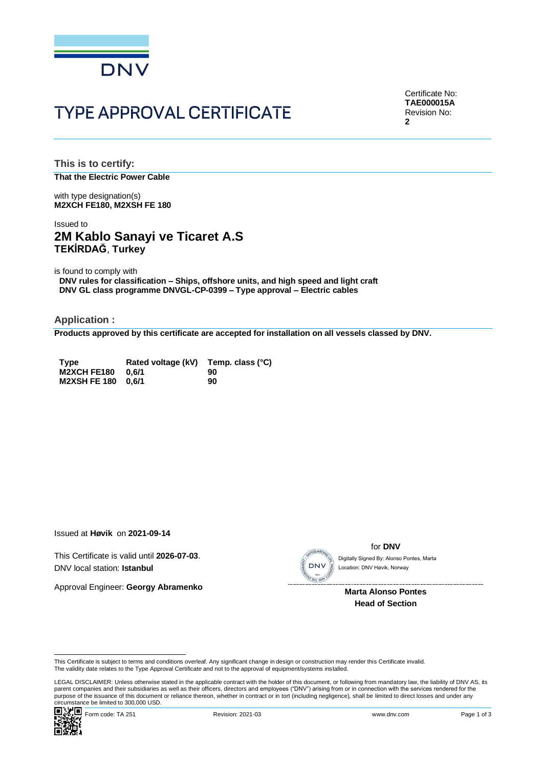DNV

# TYPE APPROVAL CERTIFICATE

Certificate No:
**TAE000015A**
Revision No:
**2**

## This is to certify:

**That the Electric Power Cable**

with type designation(s)
**M2XCH FE180, M2XSH FE 180**

Issued to
## 2M Kablo Sanayi ve Ticaret A.S
**TEKİRDAĞ**, **Turkey**

is found to comply with
**DNV rules for classification – Ships, offshore units, and high speed and light craft**
**DNV GL class programme DNVGL-CP-0399 – Type approval – Electric cables**

## Application :

**Products approved by this certificate are accepted for installation on all vessels classed by DNV.**

| Type | Rated voltage (kV) | Temp. class (°C) |
|---|---|---|
| M2XCH FE180 | 0,6/1 | 90 |
| M2XSH FE 180 | 0,6/1 | 90 |

Issued at **Høvik** on **2021-09-14**

This Certificate is valid until **2026-07-03**.
DNV local station: **Istanbul**

Approval Engineer: **Georgy Abramenko**

for **DNV**

Digitally Signed By: Alonso Pontes, Marta
Location: DNV Høvik, Norway

**Marta Alonso Pontes**
**Head of Section**

This Certificate is subject to terms and conditions overleaf. Any significant change in design or construction may render this Certificate invalid.
The validity date relates to the Type Approval Certificate and not to the approval of equipment/systems installed.

LEGAL DISCLAIMER: Unless otherwise stated in the applicable contract with the holder of this document, or following from mandatory law, the liability of DNV AS, its parent companies and their subsidiaries as well as their officers, directors and employees ("DNV") arising from or in connection with the services rendered for the purpose of the issuance of this document or reliance thereon, whether in contract or in tort (including negligence), shall be limited to direct losses and under any circumstance be limited to 300,000 USD.

Form code: TA 251 Revision: 2021-03 www.dnv.com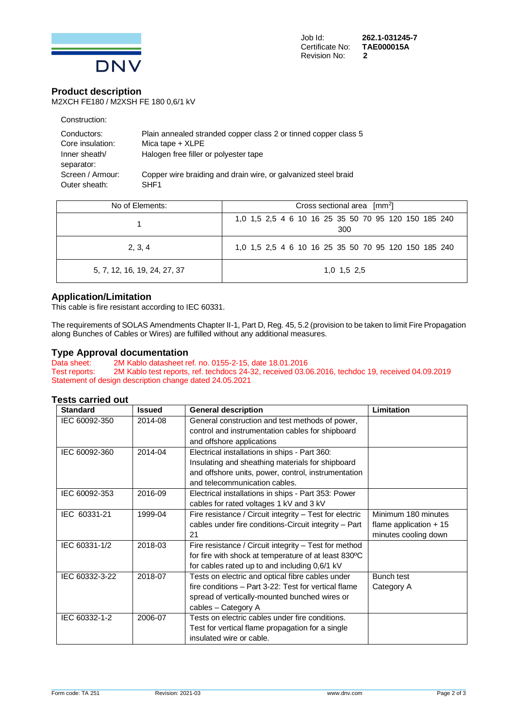Job Id: **262.1-031245-7**
Certificate No: **TAE000015A**
Revision No: **2**

## Product description

M2XCH FE180 / M2XSH FE 180 0,6/1 kV

Construction:

| | |
|---|---|
| Conductors: | Plain annealed stranded copper class 2 or tinned copper class 5 |
| Core insulation: | Mica tape + XLPE |
| Inner sheath/ separator: | Halogen free filler or polyester tape |
| Screen / Armour: | Copper wire braiding and drain wire, or galvanized steel braid |
| Outer sheath: | SHF1 |

| No of Elements: | Cross sectional area [mm$^2$] |
|---|---|
| 1 | 1,0 1,5 2,5 4 6 10 16 25 35 50 70 95 120 150 185 240 300 |
| 2, 3, 4 | 1,0 1,5 2,5 4 6 10 16 25 35 50 70 95 120 150 185 240 |
| 5, 7, 12, 16, 19, 24, 27, 37 | 1,0 1,5 2,5 |

## Application/Limitation

This cable is fire resistant according to IEC 60331.

The requirements of SOLAS Amendments Chapter II-1, Part D, Reg. 45, 5.2 (provision to be taken to limit Fire Propagation along Bunches of Cables or Wires) are fulfilled without any additional measures.

## Type Approval documentation

Data sheet: 2M Kablo datasheet ref. no. 0155-2-15, date 18.01.2016
Test reports: 2M Kablo test reports, ref. techdocs 24-32, received 03.06.2016, techdoc 19, received 04.09.2019
Statement of design description change dated 24.05.2021

## Tests carried out

| Standard | Issued | General description | Limitation |
|---|---|---|---|
| IEC 60092-350 | 2014-08 | General construction and test methods of power, control and instrumentation cables for shipboard and offshore applications | |
| IEC 60092-360 | 2014-04 | Electrical installations in ships - Part 360: Insulating and sheathing materials for shipboard and offshore units, power, control, instrumentation and telecommunication cables. | |
| IEC 60092-353 | 2016-09 | Electrical installations in ships - Part 353: Power cables for rated voltages 1 kV and 3 kV | |
| IEC 60331-21 | 1999-04 | Fire resistance / Circuit integrity – Test for electric cables under fire conditions-Circuit integrity – Part 21 | Minimum 180 minutes flame application + 15 minutes cooling down |
| IEC 60331-1/2 | 2018-03 | Fire resistance / Circuit integrity – Test for method for fire with shock at temperature of at least 830ºC for cables rated up to and including 0,6/1 kV | |
| IEC 60332-3-22 | 2018-07 | Tests on electric and optical fibre cables under fire conditions – Part 3-22: Test for vertical flame spread of vertically-mounted bunched wires or cables – Category A | Bunch test Category A |
| IEC 60332-1-2 | 2006-07 | Tests on electric cables under fire conditions. Test for vertical flame propagation for a single insulated wire or cable. | |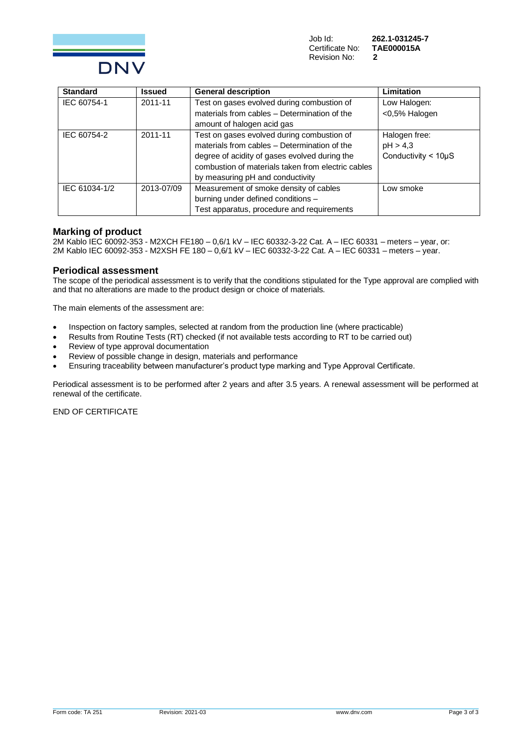Job Id: **262.1-031245-7**
Certificate No: **TAE000015A**
Revision No: **2**

| Standard | Issued | General description | Limitation |
|---|---|---|---|
| IEC 60754-1 | 2011-11 | Test on gases evolved during combustion of materials from cables – Determination of the amount of halogen acid gas | Low Halogen: <0,5% Halogen |
| IEC 60754-2 | 2011-11 | Test on gases evolved during combustion of materials from cables – Determination of the degree of acidity of gases evolved during the combustion of materials taken from electric cables by measuring pH and conductivity | Halogen free: pH > 4,3 Conductivity < 10µS |
| IEC 61034-1/2 | 2013-07/09 | Measurement of smoke density of cables burning under defined conditions – Test apparatus, procedure and requirements | Low smoke |

## Marking of product

2M Kablo IEC 60092-353 - M2XCH FE180 – 0,6/1 kV – IEC 60332-3-22 Cat. A – IEC 60331 – meters – year, or:
2M Kablo IEC 60092-353 - M2XSH FE 180 – 0,6/1 kV – IEC 60332-3-22 Cat. A – IEC 60331 – meters – year.

## Periodical assessment

The scope of the periodical assessment is to verify that the conditions stipulated for the Type approval are complied with and that no alterations are made to the product design or choice of materials.

The main elements of the assessment are:

- Inspection on factory samples, selected at random from the production line (where practicable)
- Results from Routine Tests (RT) checked (if not available tests according to RT to be carried out)
- Review of type approval documentation
- Review of possible change in design, materials and performance
- Ensuring traceability between manufacturer's product type marking and Type Approval Certificate.

Periodical assessment is to be performed after 2 years and after 3.5 years. A renewal assessment will be performed at renewal of the certificate.

END OF CERTIFICATE